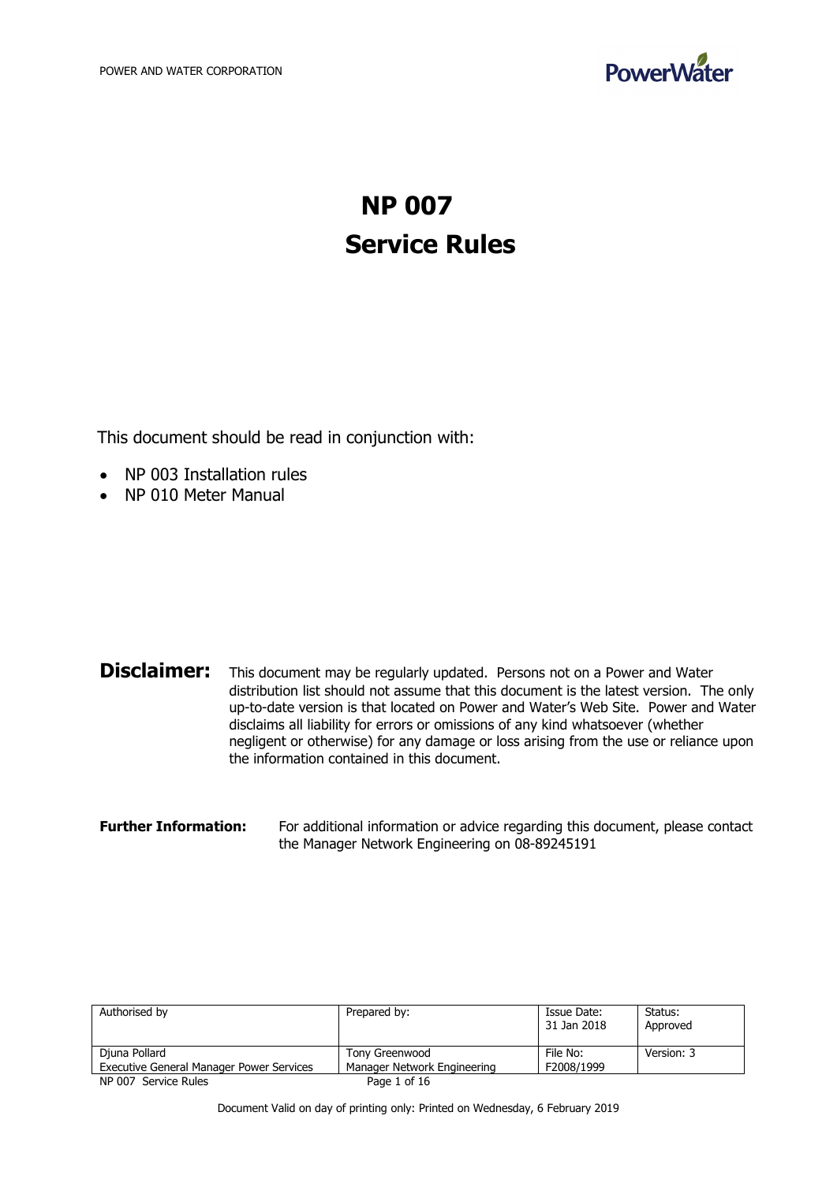# NP 007

# Service Rules

This document should be read in conjunction with:

- NP 003 Installation rules
- NP 010 Meter Manual

**Disclaimer:** This document may be regularly updated. Persons not on a Power and Water distribution list should not assume that this document is the latest version. The only up-to-date version is that located on Power and Water's Web Site. Power and Water disclaims all liability for errors or omissions of any kind whatsoever (whether negligent or otherwise) for any damage or loss arising from the use or reliance upon the information contained in this document.

**Further Information:** For additional information or advice regarding this document, please contact the Manager Network Engineering on 08-89245191

| Authorised by | Prepared by: | Issue Date: 31 Jan 2018 | Status: Approved |
| --- | --- | --- | --- |
| Djuna Pollard<br>Executive General Manager Power Services | Tony Greenwood<br>Manager Network Engineering | File No: F2008/1999 | Version: 3 |

Document Valid on day of printing only: Printed on Wednesday, 6 February 2019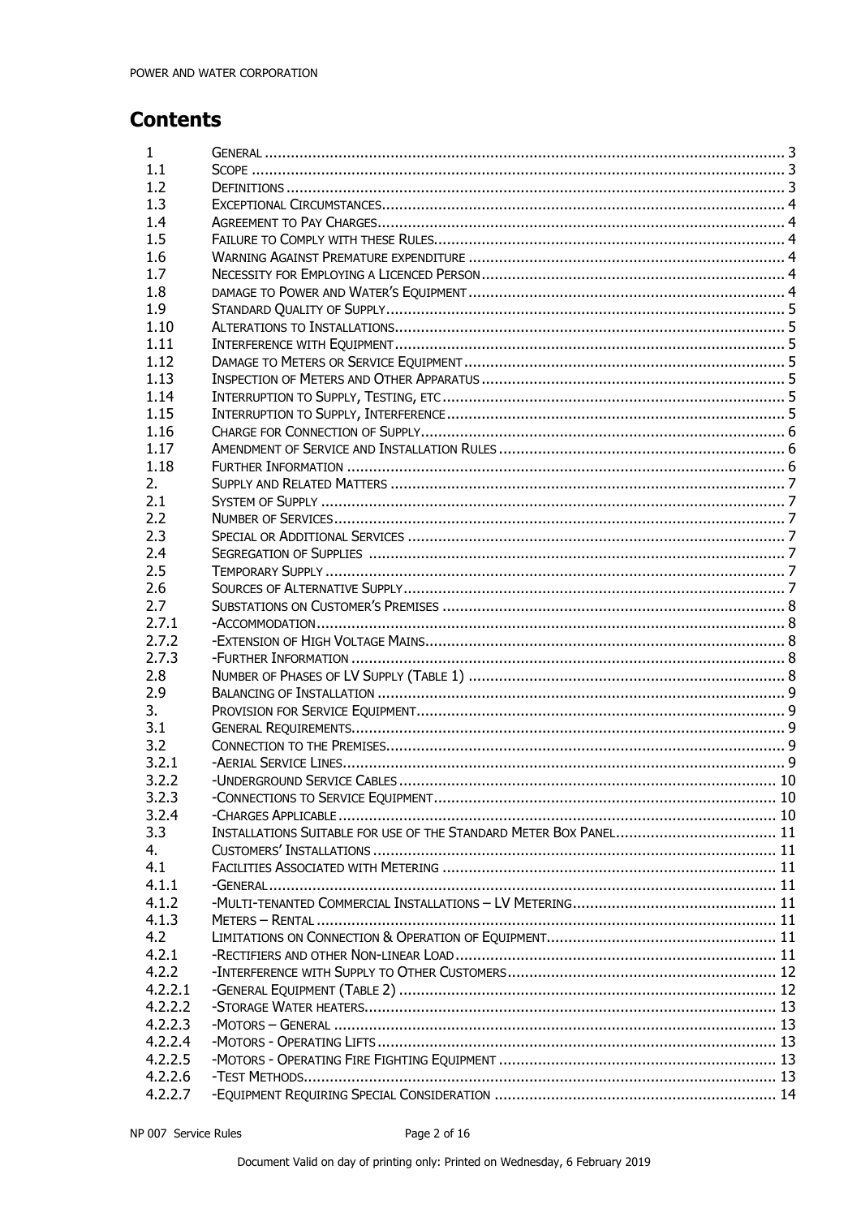## Contents

| | | |
|---|---|---|
| 1 | GENERAL | 3 |
| 1.1 | SCOPE | 3 |
| 1.2 | DEFINITIONS | 3 |
| 1.3 | EXCEPTIONAL CIRCUMSTANCES | 4 |
| 1.4 | AGREEMENT TO PAY CHARGES | 4 |
| 1.5 | FAILURE TO COMPLY WITH THESE RULES | 4 |
| 1.6 | WARNING AGAINST PREMATURE EXPENDITURE | 4 |
| 1.7 | NECESSITY FOR EMPLOYING A LICENCED PERSON | 4 |
| 1.8 | DAMAGE TO POWER AND WATER'S EQUIPMENT | 4 |
| 1.9 | STANDARD QUALITY OF SUPPLY | 5 |
| 1.10 | ALTERATIONS TO INSTALLATIONS | 5 |
| 1.11 | INTERFERENCE WITH EQUIPMENT | 5 |
| 1.12 | DAMAGE TO METERS OR SERVICE EQUIPMENT | 5 |
| 1.13 | INSPECTION OF METERS AND OTHER APPARATUS | 5 |
| 1.14 | INTERRUPTION TO SUPPLY, TESTING, ETC | 5 |
| 1.15 | INTERRUPTION TO SUPPLY, INTERFERENCE | 5 |
| 1.16 | CHARGE FOR CONNECTION OF SUPPLY | 6 |
| 1.17 | AMENDMENT OF SERVICE AND INSTALLATION RULES | 6 |
| 1.18 | FURTHER INFORMATION | 6 |
| 2. | SUPPLY AND RELATED MATTERS | 7 |
| 2.1 | SYSTEM OF SUPPLY | 7 |
| 2.2 | NUMBER OF SERVICES | 7 |
| 2.3 | SPECIAL OR ADDITIONAL SERVICES | 7 |
| 2.4 | SEGREGATION OF SUPPLIES | 7 |
| 2.5 | TEMPORARY SUPPLY | 7 |
| 2.6 | SOURCES OF ALTERNATIVE SUPPLY | 7 |
| 2.7 | SUBSTATIONS ON CUSTOMER'S PREMISES | 8 |
| 2.7.1 | -ACCOMMODATION | 8 |
| 2.7.2 | -EXTENSION OF HIGH VOLTAGE MAINS | 8 |
| 2.7.3 | -FURTHER INFORMATION | 8 |
| 2.8 | NUMBER OF PHASES OF LV SUPPLY (TABLE 1) | 8 |
| 2.9 | BALANCING OF INSTALLATION | 9 |
| 3. | PROVISION FOR SERVICE EQUIPMENT | 9 |
| 3.1 | GENERAL REQUIREMENTS | 9 |
| 3.2 | CONNECTION TO THE PREMISES | 9 |
| 3.2.1 | -AERIAL SERVICE LINES | 9 |
| 3.2.2 | -UNDERGROUND SERVICE CABLES | 10 |
| 3.2.3 | -CONNECTIONS TO SERVICE EQUIPMENT | 10 |
| 3.2.4 | -CHARGES APPLICABLE | 10 |
| 3.3 | INSTALLATIONS SUITABLE FOR USE OF THE STANDARD METER BOX PANEL | 11 |
| 4. | CUSTOMERS' INSTALLATIONS | 11 |
| 4.1 | FACILITIES ASSOCIATED WITH METERING | 11 |
| 4.1.1 | -GENERAL | 11 |
| 4.1.2 | -MULTI-TENANTED COMMERCIAL INSTALLATIONS – LV METERING | 11 |
| 4.1.3 | METERS – RENTAL | 11 |
| 4.2 | LIMITATIONS ON CONNECTION & OPERATION OF EQUIPMENT | 11 |
| 4.2.1 | -RECTIFIERS AND OTHER NON-LINEAR LOAD | 11 |
| 4.2.2 | -INTERFERENCE WITH SUPPLY TO OTHER CUSTOMERS | 12 |
| 4.2.2.1 | -GENERAL EQUIPMENT (TABLE 2) | 12 |
| 4.2.2.2 | -STORAGE WATER HEATERS | 13 |
| 4.2.2.3 | -MOTORS – GENERAL | 13 |
| 4.2.2.4 | -MOTORS - OPERATING LIFTS | 13 |
| 4.2.2.5 | -MOTORS - OPERATING FIRE FIGHTING EQUIPMENT | 13 |
| 4.2.2.6 | -TEST METHODS | 13 |
| 4.2.2.7 | -EQUIPMENT REQUIRING SPECIAL CONSIDERATION | 14 |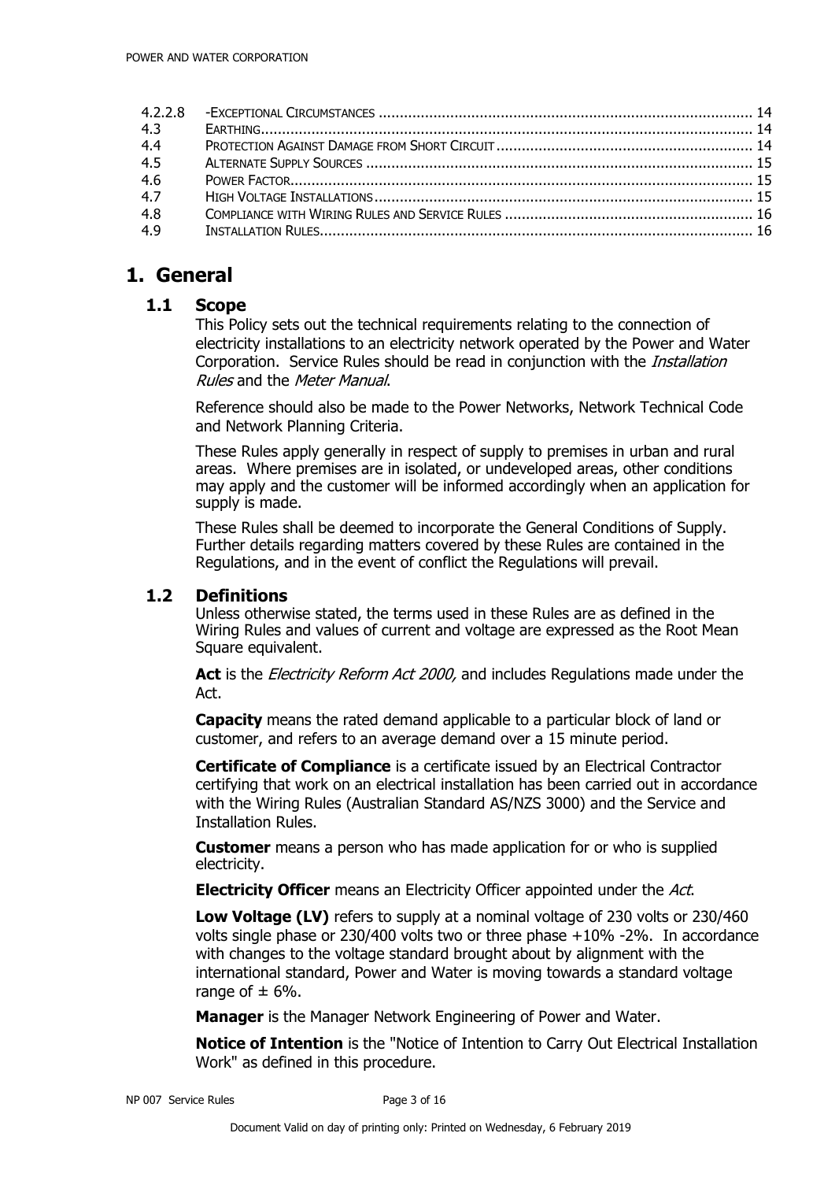| | | |
|---|---|---|
| 4.2.2.8 | -Exceptional Circumstances | 14 |
| 4.3 | Earthing | 14 |
| 4.4 | Protection Against Damage from Short Circuit | 14 |
| 4.5 | Alternate Supply Sources | 15 |
| 4.6 | Power Factor | 15 |
| 4.7 | High Voltage Installations | 15 |
| 4.8 | Compliance with Wiring Rules and Service Rules | 16 |
| 4.9 | Installation Rules | 16 |

# 1. General

## 1.1 Scope

This Policy sets out the technical requirements relating to the connection of electricity installations to an electricity network operated by the Power and Water Corporation. Service Rules should be read in conjunction with the *Installation Rules* and the *Meter Manual*.

Reference should also be made to the Power Networks, Network Technical Code and Network Planning Criteria.

These Rules apply generally in respect of supply to premises in urban and rural areas. Where premises are in isolated, or undeveloped areas, other conditions may apply and the customer will be informed accordingly when an application for supply is made.

These Rules shall be deemed to incorporate the General Conditions of Supply. Further details regarding matters covered by these Rules are contained in the Regulations, and in the event of conflict the Regulations will prevail.

## 1.2 Definitions

Unless otherwise stated, the terms used in these Rules are as defined in the Wiring Rules and values of current and voltage are expressed as the Root Mean Square equivalent.

**Act** is the *Electricity Reform Act 2000,* and includes Regulations made under the Act.

**Capacity** means the rated demand applicable to a particular block of land or customer, and refers to an average demand over a 15 minute period.

**Certificate of Compliance** is a certificate issued by an Electrical Contractor certifying that work on an electrical installation has been carried out in accordance with the Wiring Rules (Australian Standard AS/NZS 3000) and the Service and Installation Rules.

**Customer** means a person who has made application for or who is supplied electricity.

**Electricity Officer** means an Electricity Officer appointed under the *Act*.

**Low Voltage (LV)** refers to supply at a nominal voltage of 230 volts or 230/460 volts single phase or 230/400 volts two or three phase +10% -2%. In accordance with changes to the voltage standard brought about by alignment with the international standard, Power and Water is moving towards a standard voltage range of ± 6%.

**Manager** is the Manager Network Engineering of Power and Water.

**Notice of Intention** is the "Notice of Intention to Carry Out Electrical Installation Work" as defined in this procedure.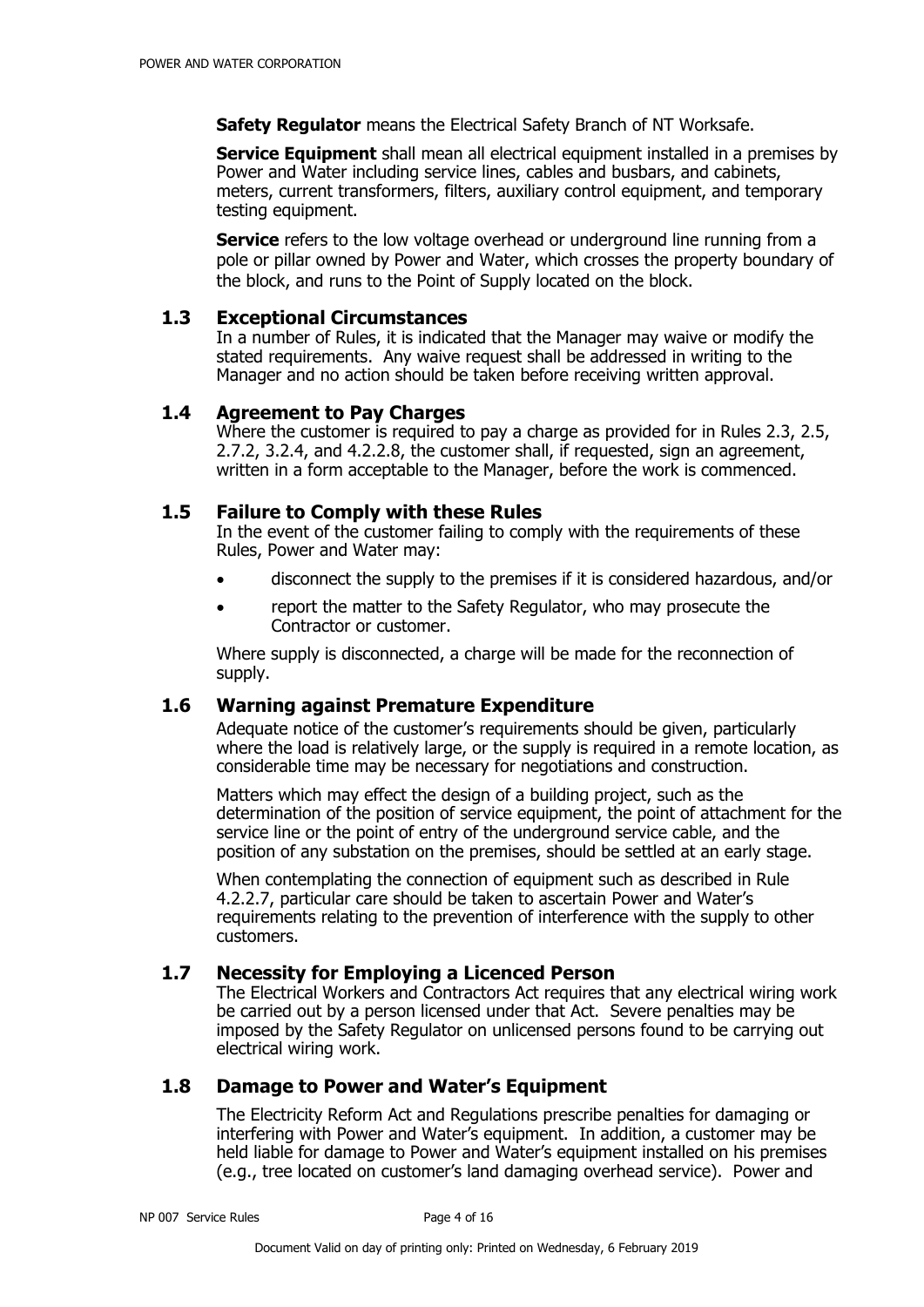**Safety Regulator** means the Electrical Safety Branch of NT Worksafe.

**Service Equipment** shall mean all electrical equipment installed in a premises by Power and Water including service lines, cables and busbars, and cabinets, meters, current transformers, filters, auxiliary control equipment, and temporary testing equipment.

**Service** refers to the low voltage overhead or underground line running from a pole or pillar owned by Power and Water, which crosses the property boundary of the block, and runs to the Point of Supply located on the block.

## 1.3 Exceptional Circumstances

In a number of Rules, it is indicated that the Manager may waive or modify the stated requirements. Any waive request shall be addressed in writing to the Manager and no action should be taken before receiving written approval.

## 1.4 Agreement to Pay Charges

Where the customer is required to pay a charge as provided for in Rules 2.3, 2.5, 2.7.2, 3.2.4, and 4.2.2.8, the customer shall, if requested, sign an agreement, written in a form acceptable to the Manager, before the work is commenced.

## 1.5 Failure to Comply with these Rules

In the event of the customer failing to comply with the requirements of these Rules, Power and Water may:

- disconnect the supply to the premises if it is considered hazardous, and/or
- report the matter to the Safety Regulator, who may prosecute the Contractor or customer.

Where supply is disconnected, a charge will be made for the reconnection of supply.

## 1.6 Warning against Premature Expenditure

Adequate notice of the customer's requirements should be given, particularly where the load is relatively large, or the supply is required in a remote location, as considerable time may be necessary for negotiations and construction.

Matters which may effect the design of a building project, such as the determination of the position of service equipment, the point of attachment for the service line or the point of entry of the underground service cable, and the position of any substation on the premises, should be settled at an early stage.

When contemplating the connection of equipment such as described in Rule 4.2.2.7, particular care should be taken to ascertain Power and Water's requirements relating to the prevention of interference with the supply to other customers.

## 1.7 Necessity for Employing a Licenced Person

The Electrical Workers and Contractors Act requires that any electrical wiring work be carried out by a person licensed under that Act. Severe penalties may be imposed by the Safety Regulator on unlicensed persons found to be carrying out electrical wiring work.

## 1.8 Damage to Power and Water's Equipment

The Electricity Reform Act and Regulations prescribe penalties for damaging or interfering with Power and Water's equipment. In addition, a customer may be held liable for damage to Power and Water's equipment installed on his premises (e.g., tree located on customer's land damaging overhead service). Power and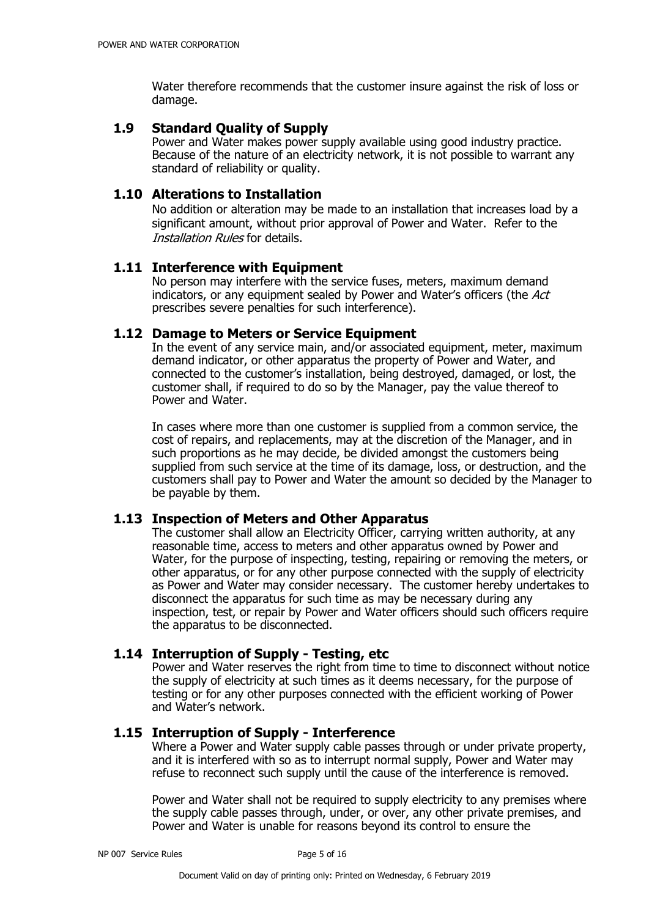Water therefore recommends that the customer insure against the risk of loss or damage.

### 1.9 Standard Quality of Supply

Power and Water makes power supply available using good industry practice. Because of the nature of an electricity network, it is not possible to warrant any standard of reliability or quality.

### 1.10 Alterations to Installation

No addition or alteration may be made to an installation that increases load by a significant amount, without prior approval of Power and Water. Refer to the *Installation Rules* for details.

### 1.11 Interference with Equipment

No person may interfere with the service fuses, meters, maximum demand indicators, or any equipment sealed by Power and Water's officers (the *Act* prescribes severe penalties for such interference).

### 1.12 Damage to Meters or Service Equipment

In the event of any service main, and/or associated equipment, meter, maximum demand indicator, or other apparatus the property of Power and Water, and connected to the customer's installation, being destroyed, damaged, or lost, the customer shall, if required to do so by the Manager, pay the value thereof to Power and Water.

In cases where more than one customer is supplied from a common service, the cost of repairs, and replacements, may at the discretion of the Manager, and in such proportions as he may decide, be divided amongst the customers being supplied from such service at the time of its damage, loss, or destruction, and the customers shall pay to Power and Water the amount so decided by the Manager to be payable by them.

### 1.13 Inspection of Meters and Other Apparatus

The customer shall allow an Electricity Officer, carrying written authority, at any reasonable time, access to meters and other apparatus owned by Power and Water, for the purpose of inspecting, testing, repairing or removing the meters, or other apparatus, or for any other purpose connected with the supply of electricity as Power and Water may consider necessary. The customer hereby undertakes to disconnect the apparatus for such time as may be necessary during any inspection, test, or repair by Power and Water officers should such officers require the apparatus to be disconnected.

### 1.14 Interruption of Supply - Testing, etc

Power and Water reserves the right from time to time to disconnect without notice the supply of electricity at such times as it deems necessary, for the purpose of testing or for any other purposes connected with the efficient working of Power and Water's network.

### 1.15 Interruption of Supply - Interference

Where a Power and Water supply cable passes through or under private property, and it is interfered with so as to interrupt normal supply, Power and Water may refuse to reconnect such supply until the cause of the interference is removed.

Power and Water shall not be required to supply electricity to any premises where the supply cable passes through, under, or over, any other private premises, and Power and Water is unable for reasons beyond its control to ensure the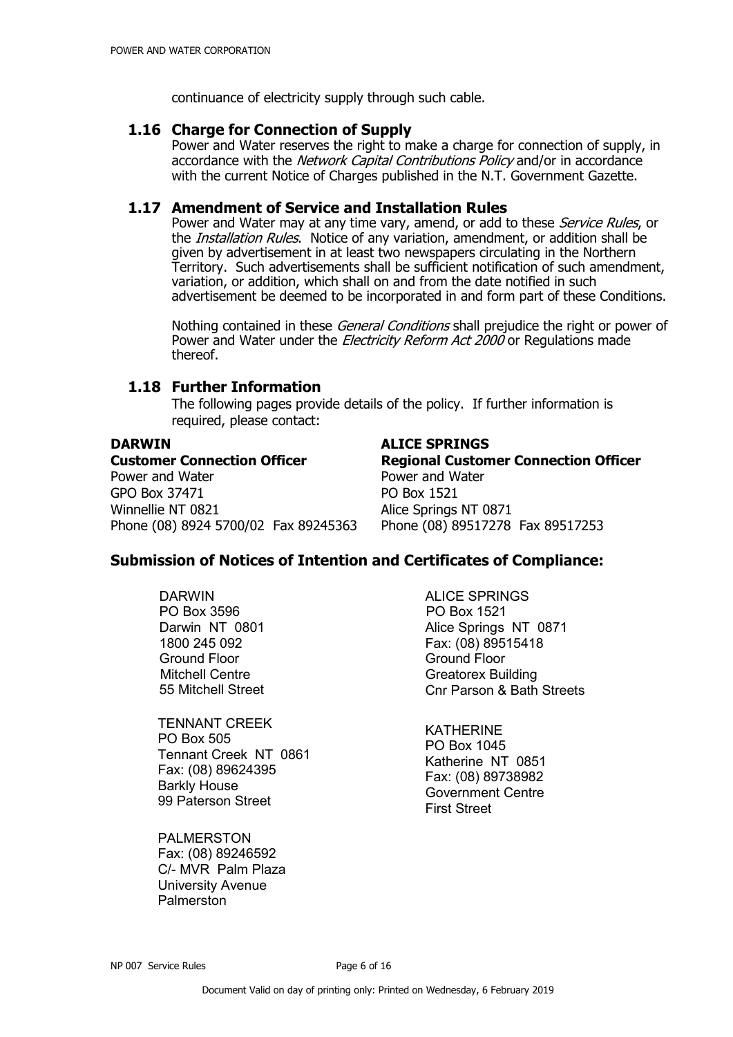continuance of electricity supply through such cable.

## 1.16 Charge for Connection of Supply

Power and Water reserves the right to make a charge for connection of supply, in accordance with the *Network Capital Contributions Policy* and/or in accordance with the current Notice of Charges published in the N.T. Government Gazette.

## 1.17 Amendment of Service and Installation Rules

Power and Water may at any time vary, amend, or add to these *Service Rules*, or the *Installation Rules*. Notice of any variation, amendment, or addition shall be given by advertisement in at least two newspapers circulating in the Northern Territory. Such advertisements shall be sufficient notification of such amendment, variation, or addition, which shall on and from the date notified in such advertisement be deemed to be incorporated in and form part of these Conditions.

Nothing contained in these *General Conditions* shall prejudice the right or power of Power and Water under the *Electricity Reform Act 2000* or Regulations made thereof.

## 1.18 Further Information

The following pages provide details of the policy. If further information is required, please contact:

**DARWIN**
**Customer Connection Officer**
Power and Water
GPO Box 37471
Winnellie NT 0821
Phone (08) 8924 5700/02 Fax 89245363

**ALICE SPRINGS**
**Regional Customer Connection Officer**
Power and Water
PO Box 1521
Alice Springs NT 0871
Phone (08) 89517278 Fax 89517253

## Submission of Notices of Intention and Certificates of Compliance:

DARWIN
PO Box 3596
Darwin NT 0801
1800 245 092
Ground Floor
Mitchell Centre
55 Mitchell Street

ALICE SPRINGS
PO Box 1521
Alice Springs NT 0871
Fax: (08) 89515418
Ground Floor
Greatorex Building
Cnr Parson & Bath Streets

TENNANT CREEK
PO Box 505
Tennant Creek NT 0861
Fax: (08) 89624395
Barkly House
99 Paterson Street

KATHERINE
PO Box 1045
Katherine NT 0851
Fax: (08) 89738982
Government Centre
First Street

PALMERSTON
Fax: (08) 89246592
C/- MVR Palm Plaza
University Avenue
Palmerston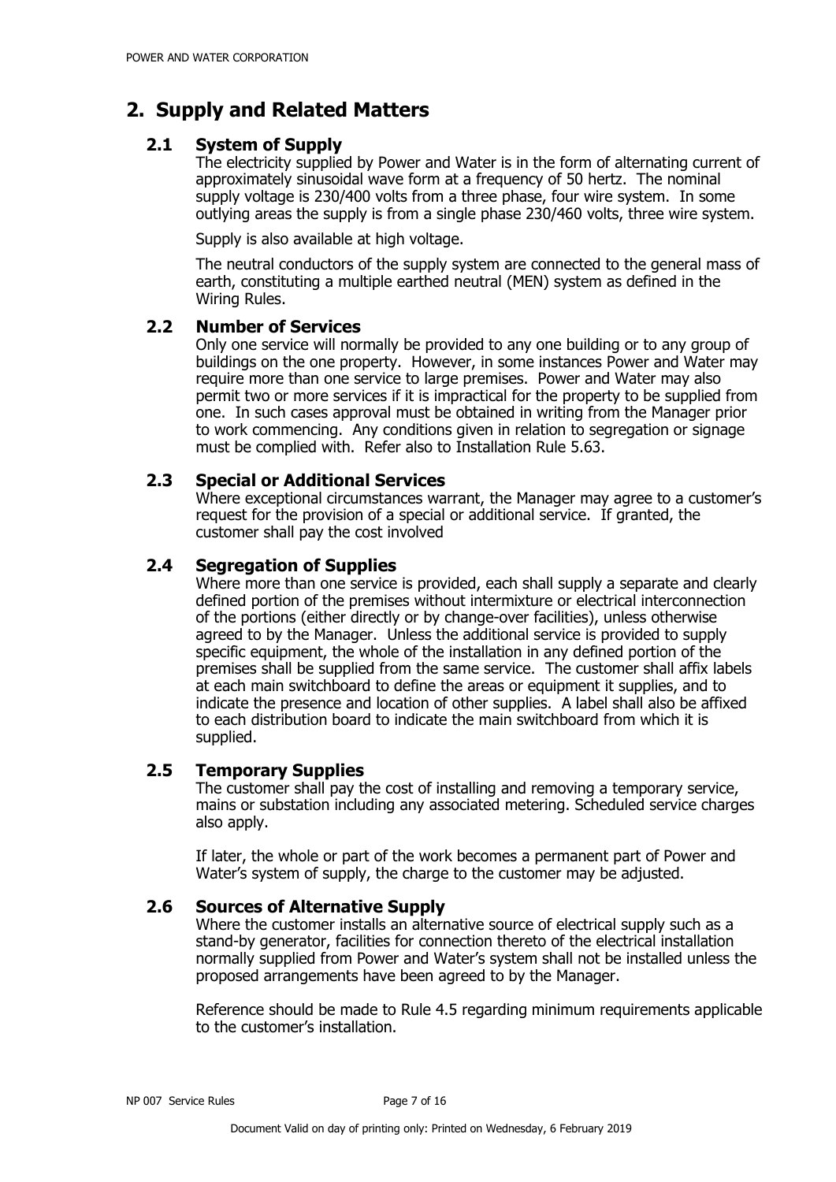## 2. Supply and Related Matters

### 2.1 System of Supply

The electricity supplied by Power and Water is in the form of alternating current of approximately sinusoidal wave form at a frequency of 50 hertz. The nominal supply voltage is 230/400 volts from a three phase, four wire system. In some outlying areas the supply is from a single phase 230/460 volts, three wire system.

Supply is also available at high voltage.

The neutral conductors of the supply system are connected to the general mass of earth, constituting a multiple earthed neutral (MEN) system as defined in the Wiring Rules.

### 2.2 Number of Services

Only one service will normally be provided to any one building or to any group of buildings on the one property. However, in some instances Power and Water may require more than one service to large premises. Power and Water may also permit two or more services if it is impractical for the property to be supplied from one. In such cases approval must be obtained in writing from the Manager prior to work commencing. Any conditions given in relation to segregation or signage must be complied with. Refer also to Installation Rule 5.63.

### 2.3 Special or Additional Services

Where exceptional circumstances warrant, the Manager may agree to a customer's request for the provision of a special or additional service. If granted, the customer shall pay the cost involved

### 2.4 Segregation of Supplies

Where more than one service is provided, each shall supply a separate and clearly defined portion of the premises without intermixture or electrical interconnection of the portions (either directly or by change-over facilities), unless otherwise agreed to by the Manager. Unless the additional service is provided to supply specific equipment, the whole of the installation in any defined portion of the premises shall be supplied from the same service. The customer shall affix labels at each main switchboard to define the areas or equipment it supplies, and to indicate the presence and location of other supplies. A label shall also be affixed to each distribution board to indicate the main switchboard from which it is supplied.

### 2.5 Temporary Supplies

The customer shall pay the cost of installing and removing a temporary service, mains or substation including any associated metering. Scheduled service charges also apply.

If later, the whole or part of the work becomes a permanent part of Power and Water's system of supply, the charge to the customer may be adjusted.

### 2.6 Sources of Alternative Supply

Where the customer installs an alternative source of electrical supply such as a stand-by generator, facilities for connection thereto of the electrical installation normally supplied from Power and Water's system shall not be installed unless the proposed arrangements have been agreed to by the Manager.

Reference should be made to Rule 4.5 regarding minimum requirements applicable to the customer's installation.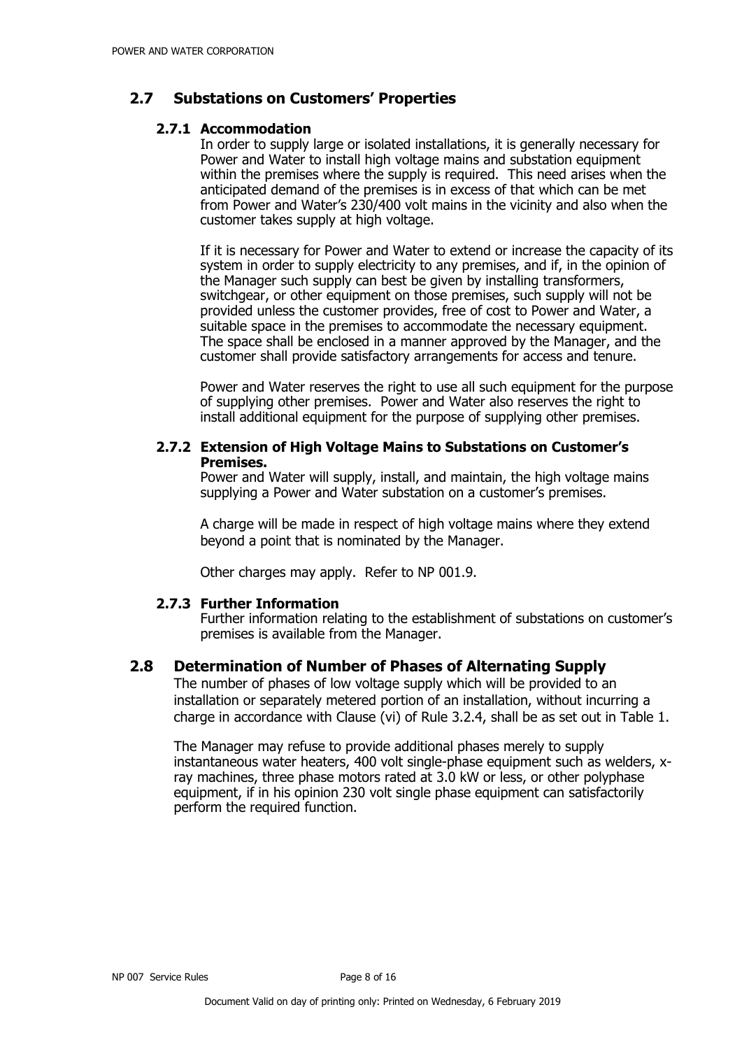## 2.7 Substations on Customers' Properties

### 2.7.1 Accommodation

In order to supply large or isolated installations, it is generally necessary for Power and Water to install high voltage mains and substation equipment within the premises where the supply is required. This need arises when the anticipated demand of the premises is in excess of that which can be met from Power and Water's 230/400 volt mains in the vicinity and also when the customer takes supply at high voltage.

If it is necessary for Power and Water to extend or increase the capacity of its system in order to supply electricity to any premises, and if, in the opinion of the Manager such supply can best be given by installing transformers, switchgear, or other equipment on those premises, such supply will not be provided unless the customer provides, free of cost to Power and Water, a suitable space in the premises to accommodate the necessary equipment. The space shall be enclosed in a manner approved by the Manager, and the customer shall provide satisfactory arrangements for access and tenure.

Power and Water reserves the right to use all such equipment for the purpose of supplying other premises. Power and Water also reserves the right to install additional equipment for the purpose of supplying other premises.

### 2.7.2 Extension of High Voltage Mains to Substations on Customer's Premises.

Power and Water will supply, install, and maintain, the high voltage mains supplying a Power and Water substation on a customer's premises.

A charge will be made in respect of high voltage mains where they extend beyond a point that is nominated by the Manager.

Other charges may apply. Refer to NP 001.9.

### 2.7.3 Further Information

Further information relating to the establishment of substations on customer's premises is available from the Manager.

## 2.8 Determination of Number of Phases of Alternating Supply

The number of phases of low voltage supply which will be provided to an installation or separately metered portion of an installation, without incurring a charge in accordance with Clause (vi) of Rule 3.2.4, shall be as set out in Table 1.

The Manager may refuse to provide additional phases merely to supply instantaneous water heaters, 400 volt single-phase equipment such as welders, x-ray machines, three phase motors rated at 3.0 kW or less, or other polyphase equipment, if in his opinion 230 volt single phase equipment can satisfactorily perform the required function.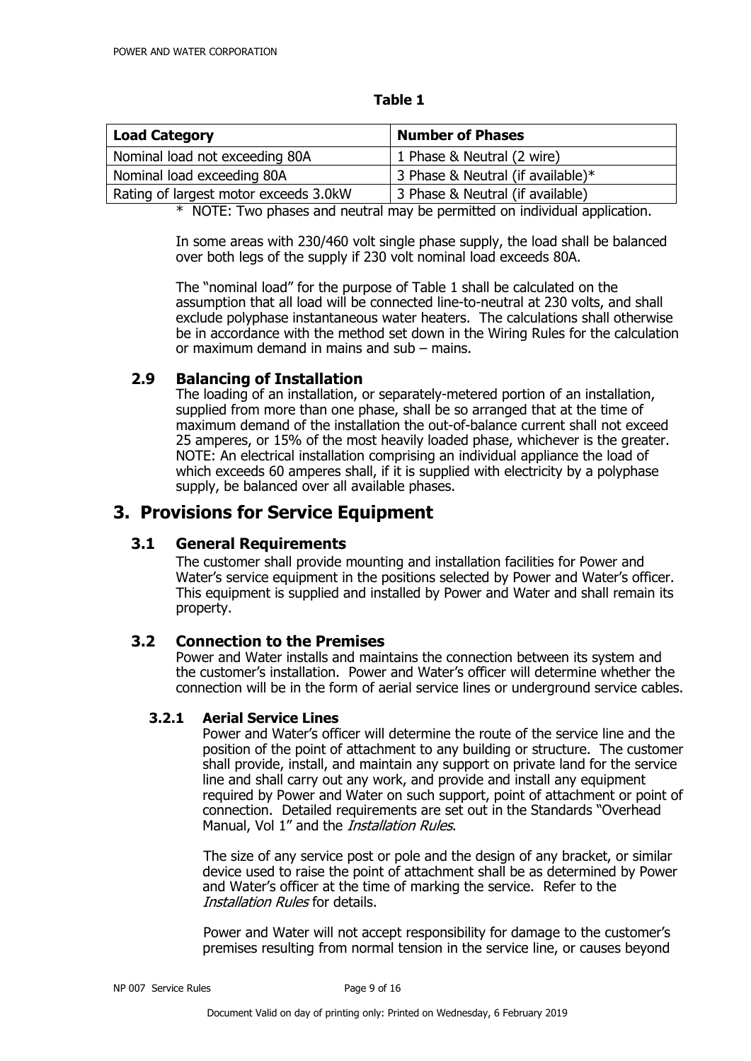**Table 1**

| Load Category | Number of Phases |
| --- | --- |
| Nominal load not exceeding 80A | 1 Phase & Neutral (2 wire) |
| Nominal load exceeding 80A | 3 Phase & Neutral (if available)* |
| Rating of largest motor exceeds 3.0kW | 3 Phase & Neutral (if available) |

\* NOTE: Two phases and neutral may be permitted on individual application.

In some areas with 230/460 volt single phase supply, the load shall be balanced over both legs of the supply if 230 volt nominal load exceeds 80A.

The "nominal load" for the purpose of Table 1 shall be calculated on the assumption that all load will be connected line-to-neutral at 230 volts, and shall exclude polyphase instantaneous water heaters. The calculations shall otherwise be in accordance with the method set down in the Wiring Rules for the calculation or maximum demand in mains and sub – mains.

### 2.9 Balancing of Installation

The loading of an installation, or separately-metered portion of an installation, supplied from more than one phase, shall be so arranged that at the time of maximum demand of the installation the out-of-balance current shall not exceed 25 amperes, or 15% of the most heavily loaded phase, whichever is the greater. NOTE: An electrical installation comprising an individual appliance the load of which exceeds 60 amperes shall, if it is supplied with electricity by a polyphase supply, be balanced over all available phases.

## 3. Provisions for Service Equipment

### 3.1 General Requirements

The customer shall provide mounting and installation facilities for Power and Water's service equipment in the positions selected by Power and Water's officer. This equipment is supplied and installed by Power and Water and shall remain its property.

### 3.2 Connection to the Premises

Power and Water installs and maintains the connection between its system and the customer's installation. Power and Water's officer will determine whether the connection will be in the form of aerial service lines or underground service cables.

#### 3.2.1 Aerial Service Lines

Power and Water's officer will determine the route of the service line and the position of the point of attachment to any building or structure. The customer shall provide, install, and maintain any support on private land for the service line and shall carry out any work, and provide and install any equipment required by Power and Water on such support, point of attachment or point of connection. Detailed requirements are set out in the Standards "Overhead Manual, Vol 1" and the *Installation Rules*.

The size of any service post or pole and the design of any bracket, or similar device used to raise the point of attachment shall be as determined by Power and Water's officer at the time of marking the service. Refer to the *Installation Rules* for details.

Power and Water will not accept responsibility for damage to the customer's premises resulting from normal tension in the service line, or causes beyond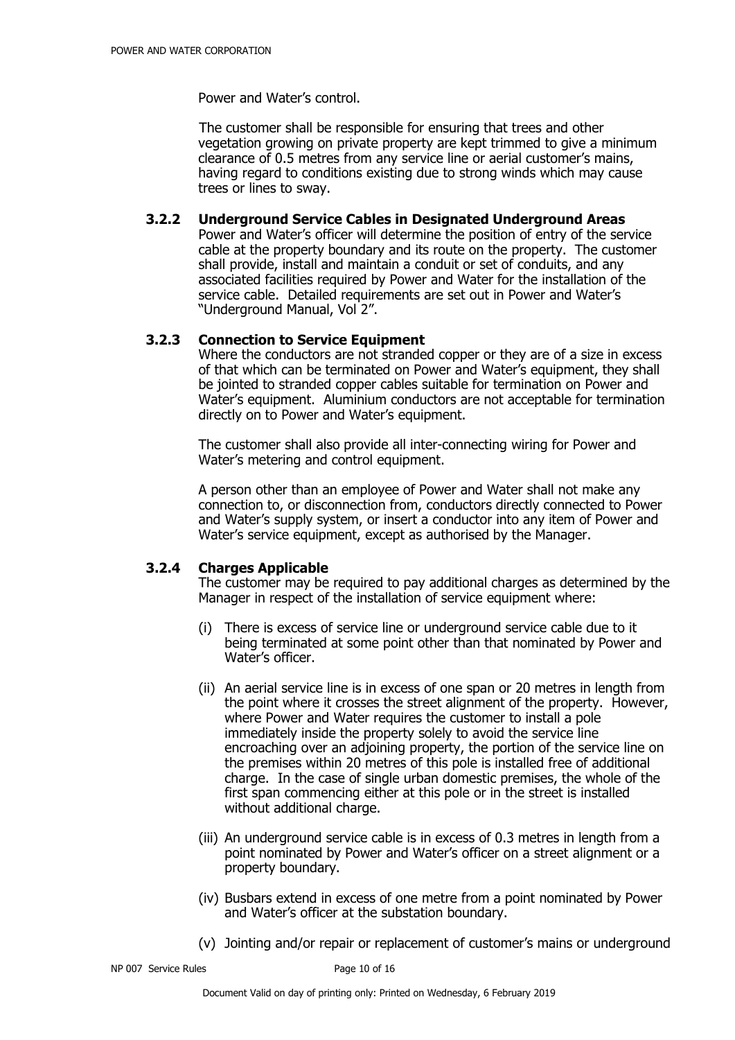Power and Water's control.

The customer shall be responsible for ensuring that trees and other vegetation growing on private property are kept trimmed to give a minimum clearance of 0.5 metres from any service line or aerial customer's mains, having regard to conditions existing due to strong winds which may cause trees or lines to sway.

### 3.2.2 Underground Service Cables in Designated Underground Areas

Power and Water's officer will determine the position of entry of the service cable at the property boundary and its route on the property. The customer shall provide, install and maintain a conduit or set of conduits, and any associated facilities required by Power and Water for the installation of the service cable. Detailed requirements are set out in Power and Water's "Underground Manual, Vol 2".

### 3.2.3 Connection to Service Equipment

Where the conductors are not stranded copper or they are of a size in excess of that which can be terminated on Power and Water's equipment, they shall be jointed to stranded copper cables suitable for termination on Power and Water's equipment. Aluminium conductors are not acceptable for termination directly on to Power and Water's equipment.

The customer shall also provide all inter-connecting wiring for Power and Water's metering and control equipment.

A person other than an employee of Power and Water shall not make any connection to, or disconnection from, conductors directly connected to Power and Water's supply system, or insert a conductor into any item of Power and Water's service equipment, except as authorised by the Manager.

### 3.2.4 Charges Applicable

The customer may be required to pay additional charges as determined by the Manager in respect of the installation of service equipment where:

(i) There is excess of service line or underground service cable due to it being terminated at some point other than that nominated by Power and Water's officer.

(ii) An aerial service line is in excess of one span or 20 metres in length from the point where it crosses the street alignment of the property. However, where Power and Water requires the customer to install a pole immediately inside the property solely to avoid the service line encroaching over an adjoining property, the portion of the service line on the premises within 20 metres of this pole is installed free of additional charge. In the case of single urban domestic premises, the whole of the first span commencing either at this pole or in the street is installed without additional charge.

(iii) An underground service cable is in excess of 0.3 metres in length from a point nominated by Power and Water's officer on a street alignment or a property boundary.

(iv) Busbars extend in excess of one metre from a point nominated by Power and Water's officer at the substation boundary.

(v) Jointing and/or repair or replacement of customer's mains or underground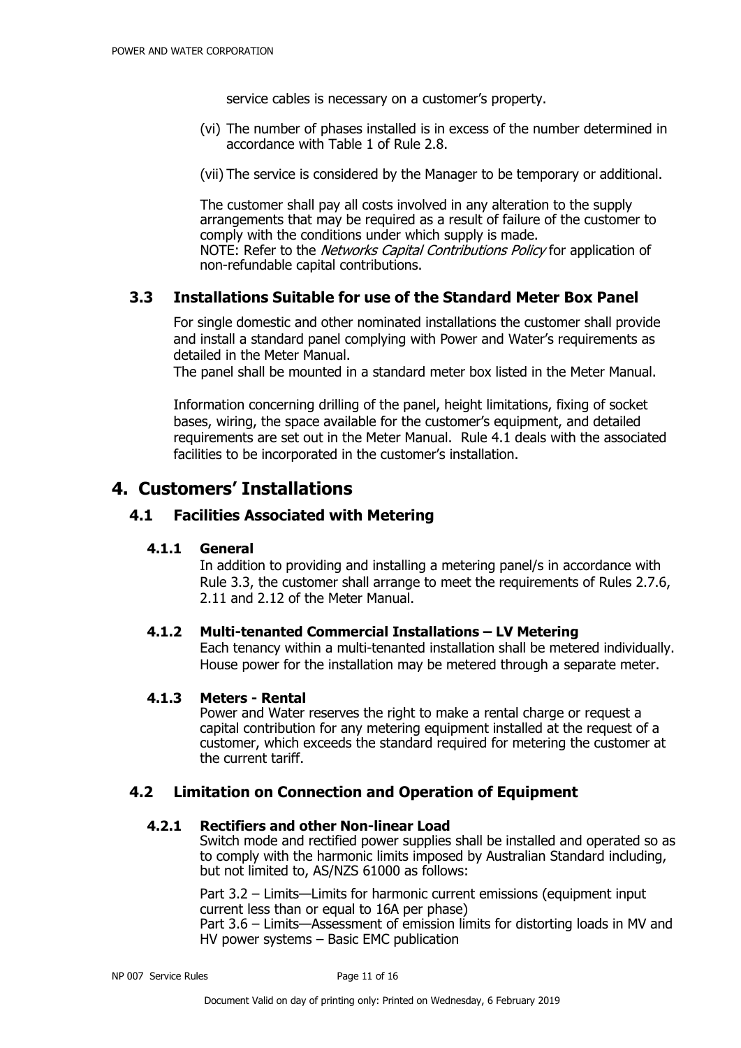service cables is necessary on a customer's property.

(vi) The number of phases installed is in excess of the number determined in accordance with Table 1 of Rule 2.8.

(vii) The service is considered by the Manager to be temporary or additional.

The customer shall pay all costs involved in any alteration to the supply arrangements that may be required as a result of failure of the customer to comply with the conditions under which supply is made.
NOTE: Refer to the *Networks Capital Contributions Policy* for application of non-refundable capital contributions.

## 3.3 Installations Suitable for use of the Standard Meter Box Panel

For single domestic and other nominated installations the customer shall provide and install a standard panel complying with Power and Water's requirements as detailed in the Meter Manual.
The panel shall be mounted in a standard meter box listed in the Meter Manual.

Information concerning drilling of the panel, height limitations, fixing of socket bases, wiring, the space available for the customer's equipment, and detailed requirements are set out in the Meter Manual. Rule 4.1 deals with the associated facilities to be incorporated in the customer's installation.

# 4. Customers' Installations

## 4.1 Facilities Associated with Metering

### 4.1.1 General

In addition to providing and installing a metering panel/s in accordance with Rule 3.3, the customer shall arrange to meet the requirements of Rules 2.7.6, 2.11 and 2.12 of the Meter Manual.

### 4.1.2 Multi-tenanted Commercial Installations – LV Metering

Each tenancy within a multi-tenanted installation shall be metered individually. House power for the installation may be metered through a separate meter.

### 4.1.3 Meters - Rental

Power and Water reserves the right to make a rental charge or request a capital contribution for any metering equipment installed at the request of a customer, which exceeds the standard required for metering the customer at the current tariff.

## 4.2 Limitation on Connection and Operation of Equipment

### 4.2.1 Rectifiers and other Non-linear Load

Switch mode and rectified power supplies shall be installed and operated so as to comply with the harmonic limits imposed by Australian Standard including, but not limited to, AS/NZS 61000 as follows:

Part 3.2 – Limits—Limits for harmonic current emissions (equipment input current less than or equal to 16A per phase)
Part 3.6 – Limits—Assessment of emission limits for distorting loads in MV and HV power systems – Basic EMC publication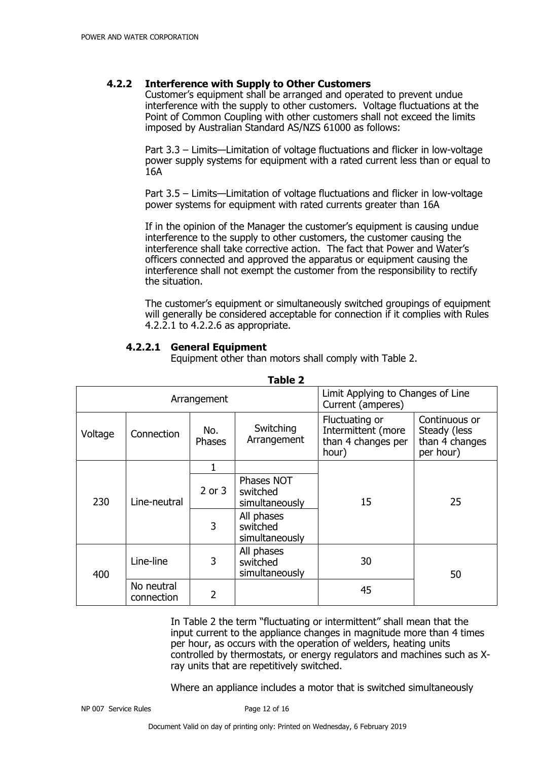### 4.2.2 Interference with Supply to Other Customers

Customer's equipment shall be arranged and operated to prevent undue interference with the supply to other customers. Voltage fluctuations at the Point of Common Coupling with other customers shall not exceed the limits imposed by Australian Standard AS/NZS 61000 as follows:

Part 3.3 – Limits—Limitation of voltage fluctuations and flicker in low-voltage power supply systems for equipment with a rated current less than or equal to 16A

Part 3.5 – Limits—Limitation of voltage fluctuations and flicker in low-voltage power systems for equipment with rated currents greater than 16A

If in the opinion of the Manager the customer's equipment is causing undue interference to the supply to other customers, the customer causing the interference shall take corrective action. The fact that Power and Water's officers connected and approved the apparatus or equipment causing the interference shall not exempt the customer from the responsibility to rectify the situation.

The customer's equipment or simultaneously switched groupings of equipment will generally be considered acceptable for connection if it complies with Rules 4.2.2.1 to 4.2.2.6 as appropriate.

#### 4.2.2.1 General Equipment

Equipment other than motors shall comply with Table 2.

**Table 2**

| Arrangement | | | | Limit Applying to Changes of Line Current (amperes) | |
|---|---|---|---|---|---|
| Voltage | Connection | No. Phases | Switching Arrangement | Fluctuating or Intermittent (more than 4 changes per hour) | Continuous or Steady (less than 4 changes per hour) |
| 230 | Line-neutral | 1 | | 15 | 25 |
| | | 2 or 3 | Phases NOT switched simultaneously | | |
| | | 3 | All phases switched simultaneously | | |
| 400 | Line-line | 3 | All phases switched simultaneously | 30 | 50 |
| | No neutral connection | 2 | | 45 | |

In Table 2 the term "fluctuating or intermittent" shall mean that the input current to the appliance changes in magnitude more than 4 times per hour, as occurs with the operation of welders, heating units controlled by thermostats, or energy regulators and machines such as X-ray units that are repetitively switched.

Where an appliance includes a motor that is switched simultaneously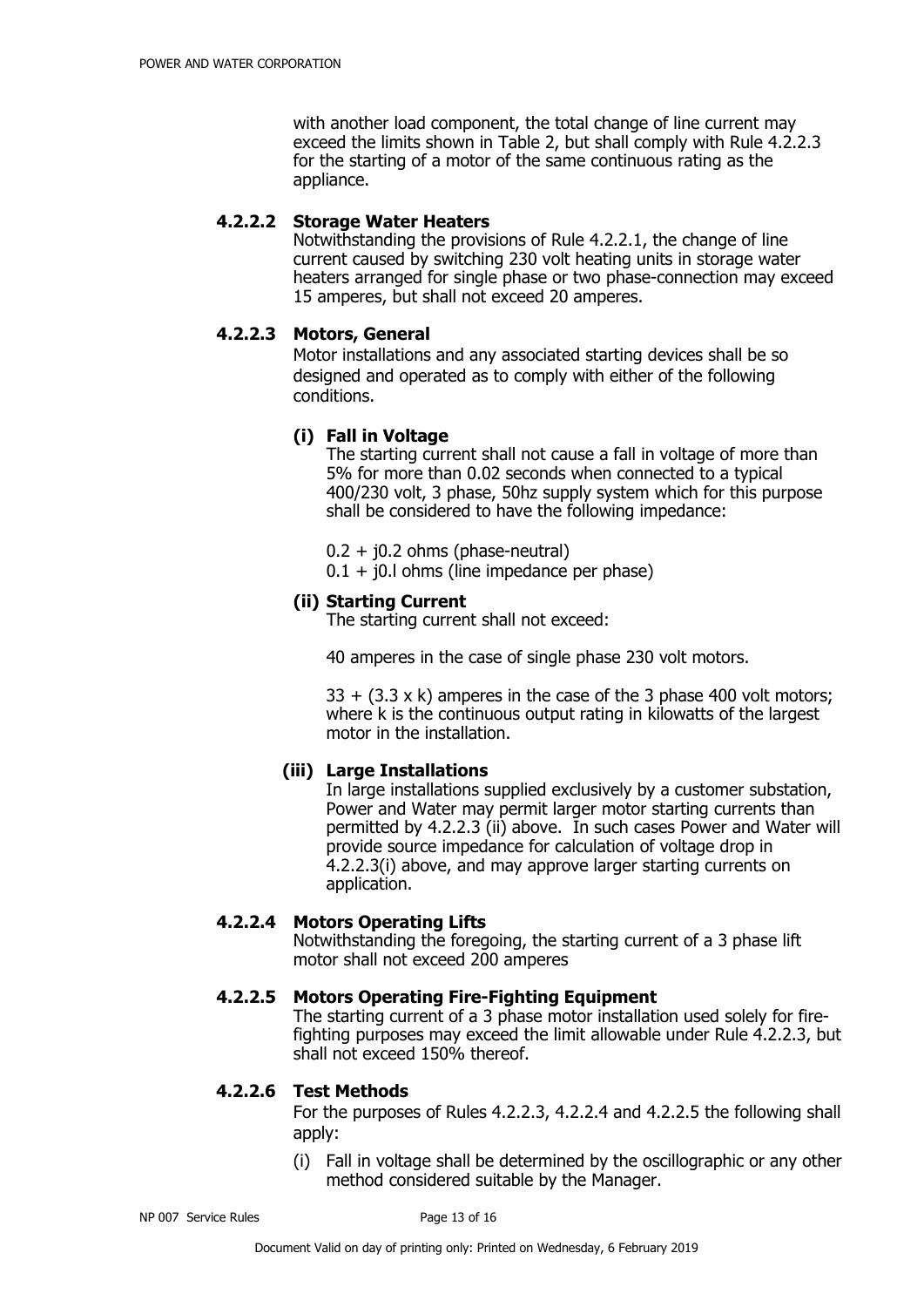with another load component, the total change of line current may exceed the limits shown in Table 2, but shall comply with Rule 4.2.2.3 for the starting of a motor of the same continuous rating as the appliance.

#### 4.2.2.2 Storage Water Heaters

Notwithstanding the provisions of Rule 4.2.2.1, the change of line current caused by switching 230 volt heating units in storage water heaters arranged for single phase or two phase-connection may exceed 15 amperes, but shall not exceed 20 amperes.

#### 4.2.2.3 Motors, General

Motor installations and any associated starting devices shall be so designed and operated as to comply with either of the following conditions.

**(i) Fall in Voltage**

The starting current shall not cause a fall in voltage of more than 5% for more than 0.02 seconds when connected to a typical 400/230 volt, 3 phase, 50hz supply system which for this purpose shall be considered to have the following impedance:

$0.2 + j0.2$ ohms (phase-neutral)
$0.1 + j0.l$ ohms (line impedance per phase)

**(ii) Starting Current**

The starting current shall not exceed:

40 amperes in the case of single phase 230 volt motors.

$33 + (3.3 \times k)$ amperes in the case of the 3 phase 400 volt motors; where k is the continuous output rating in kilowatts of the largest motor in the installation.

**(iii) Large Installations**

In large installations supplied exclusively by a customer substation, Power and Water may permit larger motor starting currents than permitted by 4.2.2.3 (ii) above. In such cases Power and Water will provide source impedance for calculation of voltage drop in 4.2.2.3(i) above, and may approve larger starting currents on application.

#### 4.2.2.4 Motors Operating Lifts

Notwithstanding the foregoing, the starting current of a 3 phase lift motor shall not exceed 200 amperes

#### 4.2.2.5 Motors Operating Fire-Fighting Equipment

The starting current of a 3 phase motor installation used solely for fire-fighting purposes may exceed the limit allowable under Rule 4.2.2.3, but shall not exceed 150% thereof.

#### 4.2.2.6 Test Methods

For the purposes of Rules 4.2.2.3, 4.2.2.4 and 4.2.2.5 the following shall apply:

(i) Fall in voltage shall be determined by the oscillographic or any other method considered suitable by the Manager.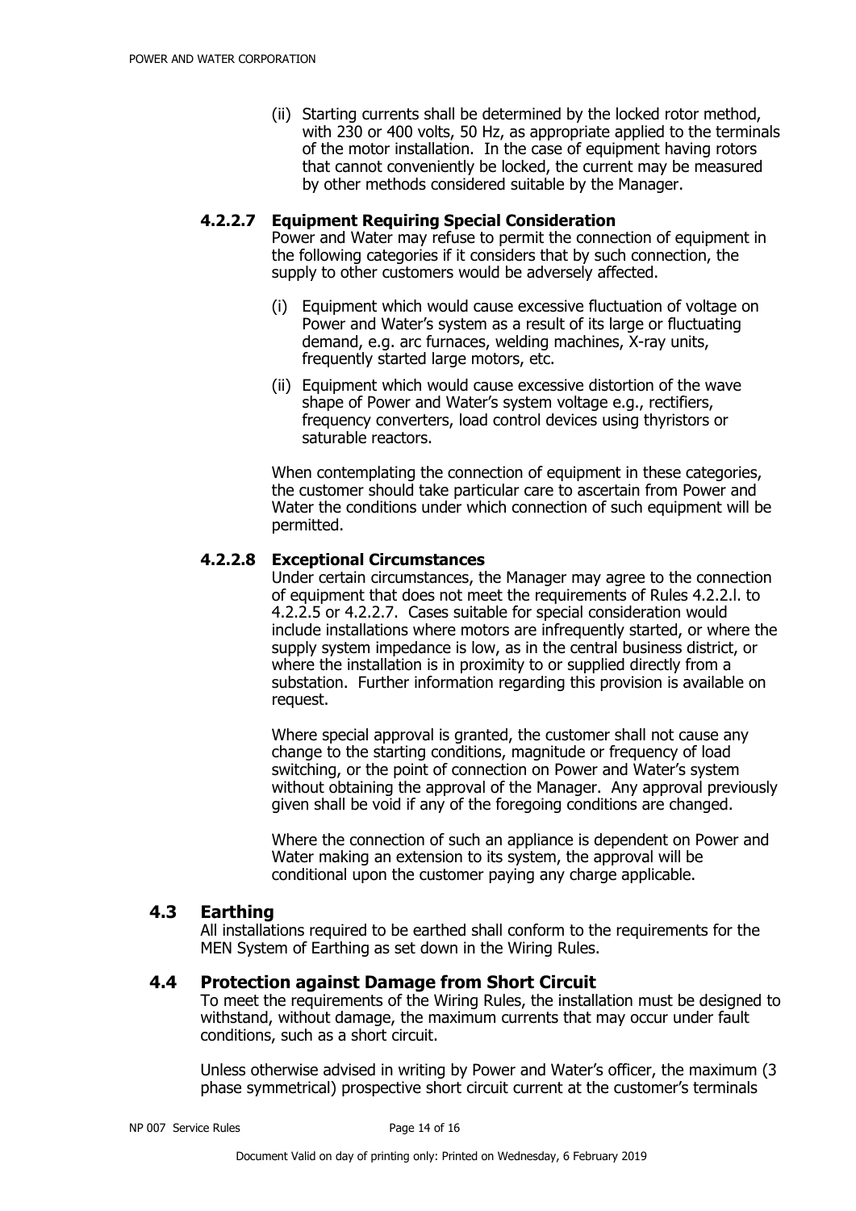(ii) Starting currents shall be determined by the locked rotor method, with 230 or 400 volts, 50 Hz, as appropriate applied to the terminals of the motor installation. In the case of equipment having rotors that cannot conveniently be locked, the current may be measured by other methods considered suitable by the Manager.

#### 4.2.2.7 Equipment Requiring Special Consideration

Power and Water may refuse to permit the connection of equipment in the following categories if it considers that by such connection, the supply to other customers would be adversely affected.

(i) Equipment which would cause excessive fluctuation of voltage on Power and Water's system as a result of its large or fluctuating demand, e.g. arc furnaces, welding machines, X-ray units, frequently started large motors, etc.

(ii) Equipment which would cause excessive distortion of the wave shape of Power and Water's system voltage e.g., rectifiers, frequency converters, load control devices using thyristors or saturable reactors.

When contemplating the connection of equipment in these categories, the customer should take particular care to ascertain from Power and Water the conditions under which connection of such equipment will be permitted.

#### 4.2.2.8 Exceptional Circumstances

Under certain circumstances, the Manager may agree to the connection of equipment that does not meet the requirements of Rules 4.2.2.l. to 4.2.2.5 or 4.2.2.7. Cases suitable for special consideration would include installations where motors are infrequently started, or where the supply system impedance is low, as in the central business district, or where the installation is in proximity to or supplied directly from a substation. Further information regarding this provision is available on request.

Where special approval is granted, the customer shall not cause any change to the starting conditions, magnitude or frequency of load switching, or the point of connection on Power and Water's system without obtaining the approval of the Manager. Any approval previously given shall be void if any of the foregoing conditions are changed.

Where the connection of such an appliance is dependent on Power and Water making an extension to its system, the approval will be conditional upon the customer paying any charge applicable.

## 4.3 Earthing

All installations required to be earthed shall conform to the requirements for the MEN System of Earthing as set down in the Wiring Rules.

## 4.4 Protection against Damage from Short Circuit

To meet the requirements of the Wiring Rules, the installation must be designed to withstand, without damage, the maximum currents that may occur under fault conditions, such as a short circuit.

Unless otherwise advised in writing by Power and Water's officer, the maximum (3 phase symmetrical) prospective short circuit current at the customer's terminals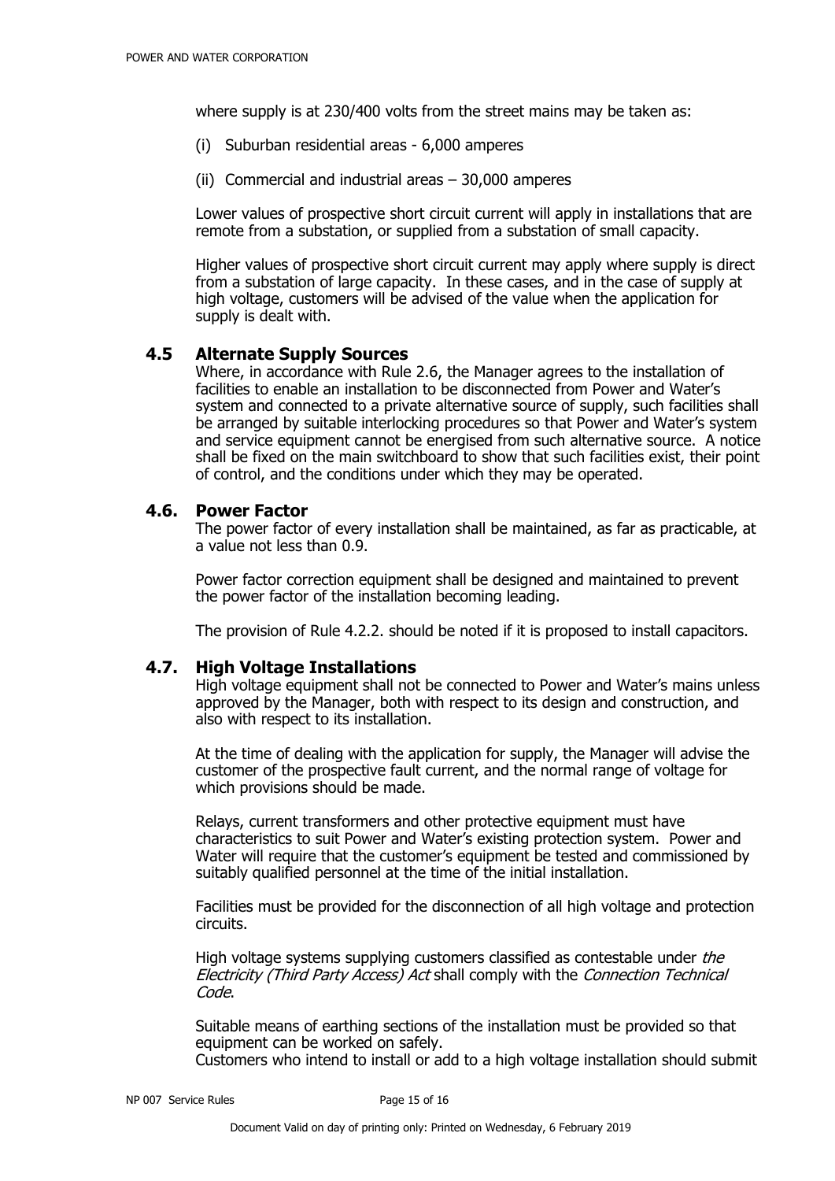where supply is at 230/400 volts from the street mains may be taken as:

(i) Suburban residential areas - 6,000 amperes

(ii) Commercial and industrial areas – 30,000 amperes

Lower values of prospective short circuit current will apply in installations that are remote from a substation, or supplied from a substation of small capacity.

Higher values of prospective short circuit current may apply where supply is direct from a substation of large capacity. In these cases, and in the case of supply at high voltage, customers will be advised of the value when the application for supply is dealt with.

## 4.5 Alternate Supply Sources

Where, in accordance with Rule 2.6, the Manager agrees to the installation of facilities to enable an installation to be disconnected from Power and Water's system and connected to a private alternative source of supply, such facilities shall be arranged by suitable interlocking procedures so that Power and Water's system and service equipment cannot be energised from such alternative source. A notice shall be fixed on the main switchboard to show that such facilities exist, their point of control, and the conditions under which they may be operated.

## 4.6. Power Factor

The power factor of every installation shall be maintained, as far as practicable, at a value not less than 0.9.

Power factor correction equipment shall be designed and maintained to prevent the power factor of the installation becoming leading.

The provision of Rule 4.2.2. should be noted if it is proposed to install capacitors.

## 4.7. High Voltage Installations

High voltage equipment shall not be connected to Power and Water's mains unless approved by the Manager, both with respect to its design and construction, and also with respect to its installation.

At the time of dealing with the application for supply, the Manager will advise the customer of the prospective fault current, and the normal range of voltage for which provisions should be made.

Relays, current transformers and other protective equipment must have characteristics to suit Power and Water's existing protection system. Power and Water will require that the customer's equipment be tested and commissioned by suitably qualified personnel at the time of the initial installation.

Facilities must be provided for the disconnection of all high voltage and protection circuits.

High voltage systems supplying customers classified as contestable under *the Electricity (Third Party Access) Act* shall comply with the *Connection Technical Code*.

Suitable means of earthing sections of the installation must be provided so that equipment can be worked on safely.
Customers who intend to install or add to a high voltage installation should submit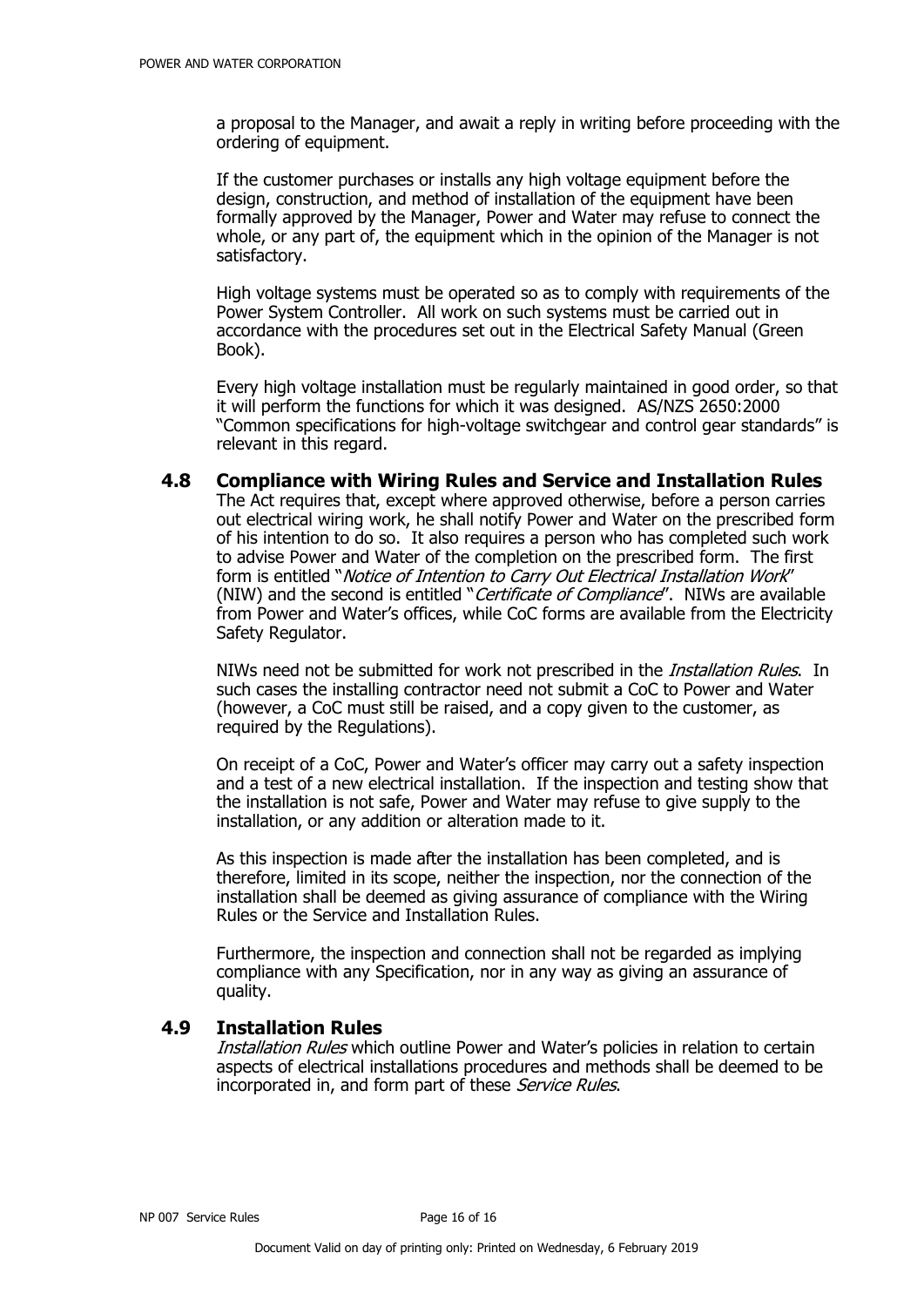a proposal to the Manager, and await a reply in writing before proceeding with the ordering of equipment.

If the customer purchases or installs any high voltage equipment before the design, construction, and method of installation of the equipment have been formally approved by the Manager, Power and Water may refuse to connect the whole, or any part of, the equipment which in the opinion of the Manager is not satisfactory.

High voltage systems must be operated so as to comply with requirements of the Power System Controller. All work on such systems must be carried out in accordance with the procedures set out in the Electrical Safety Manual (Green Book).

Every high voltage installation must be regularly maintained in good order, so that it will perform the functions for which it was designed. AS/NZS 2650:2000 "Common specifications for high-voltage switchgear and control gear standards" is relevant in this regard.

## 4.8 Compliance with Wiring Rules and Service and Installation Rules

The Act requires that, except where approved otherwise, before a person carries out electrical wiring work, he shall notify Power and Water on the prescribed form of his intention to do so. It also requires a person who has completed such work to advise Power and Water of the completion on the prescribed form. The first form is entitled "*Notice of Intention to Carry Out Electrical Installation Work*" (NIW) and the second is entitled "*Certificate of Compliance*". NIWs are available from Power and Water's offices, while CoC forms are available from the Electricity Safety Regulator.

NIWs need not be submitted for work not prescribed in the *Installation Rules*. In such cases the installing contractor need not submit a CoC to Power and Water (however, a CoC must still be raised, and a copy given to the customer, as required by the Regulations).

On receipt of a CoC, Power and Water's officer may carry out a safety inspection and a test of a new electrical installation. If the inspection and testing show that the installation is not safe, Power and Water may refuse to give supply to the installation, or any addition or alteration made to it.

As this inspection is made after the installation has been completed, and is therefore, limited in its scope, neither the inspection, nor the connection of the installation shall be deemed as giving assurance of compliance with the Wiring Rules or the Service and Installation Rules.

Furthermore, the inspection and connection shall not be regarded as implying compliance with any Specification, nor in any way as giving an assurance of quality.

## 4.9 Installation Rules

*Installation Rules* which outline Power and Water's policies in relation to certain aspects of electrical installations procedures and methods shall be deemed to be incorporated in, and form part of these *Service Rules*.